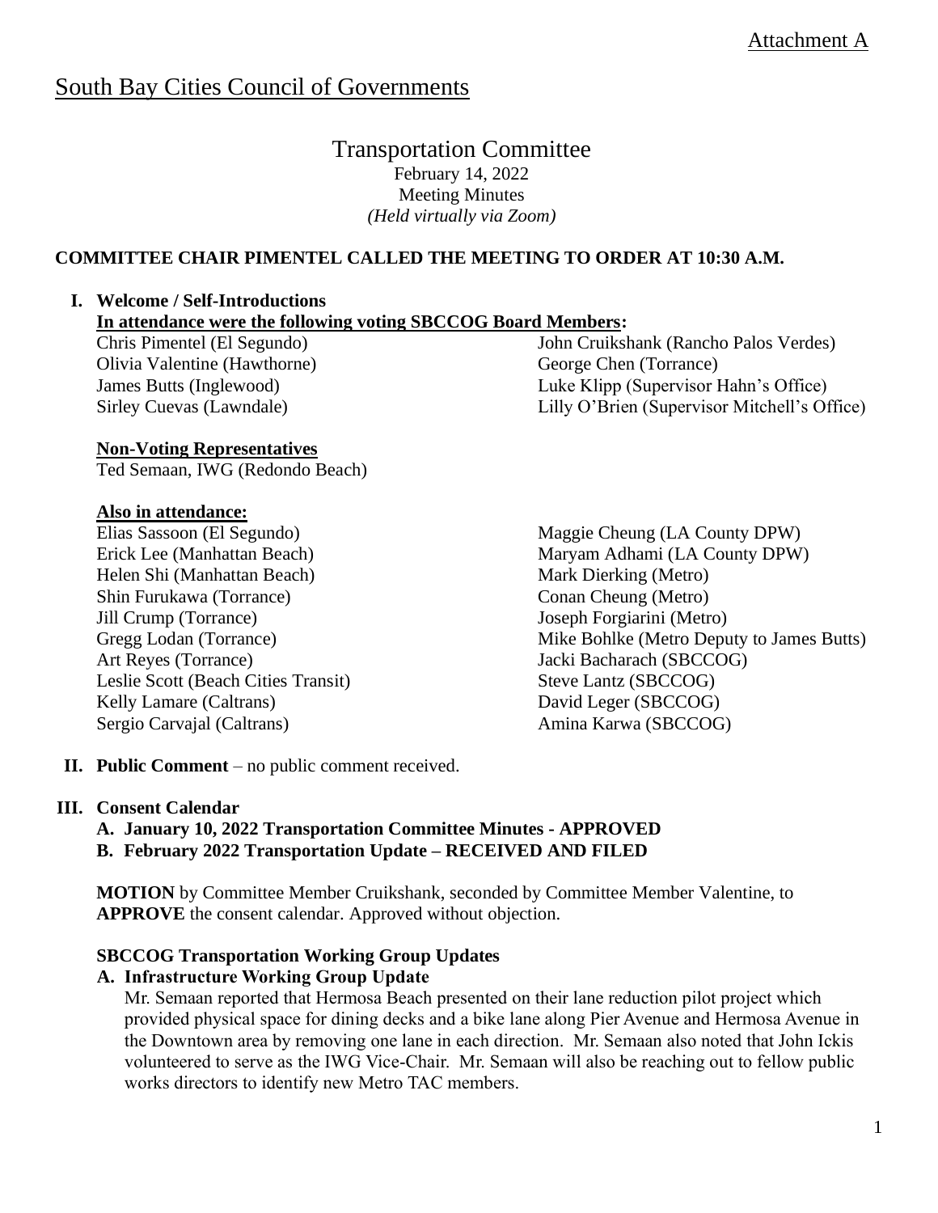Attachment A

# South Bay Cities Council of Governments

## Transportation Committee

February 14, 2022
Meeting Minutes
*(Held virtually via Zoom)*

**COMMITTEE CHAIR PIMENTEL CALLED THE MEETING TO ORDER AT 10:30 A.M.**

**I. Welcome / Self-Introductions**

**In attendance were the following voting SBCCOG Board Members:**

Chris Pimentel (El Segundo)
Olivia Valentine (Hawthorne)
James Butts (Inglewood)
Sirley Cuevas (Lawndale)
John Cruikshank (Rancho Palos Verdes)
George Chen (Torrance)
Luke Klipp (Supervisor Hahn's Office)
Lilly O'Brien (Supervisor Mitchell's Office)

**Non-Voting Representatives**

Ted Semaan, IWG (Redondo Beach)

**Also in attendance:**

Elias Sassoon (El Segundo)
Erick Lee (Manhattan Beach)
Helen Shi (Manhattan Beach)
Shin Furukawa (Torrance)
Jill Crump (Torrance)
Gregg Lodan (Torrance)
Art Reyes (Torrance)
Leslie Scott (Beach Cities Transit)
Kelly Lamare (Caltrans)
Sergio Carvajal (Caltrans)
Maggie Cheung (LA County DPW)
Maryam Adhami (LA County DPW)
Mark Dierking (Metro)
Conan Cheung (Metro)
Joseph Forgiarini (Metro)
Mike Bohlke (Metro Deputy to James Butts)
Jacki Bacharach (SBCCOG)
Steve Lantz (SBCCOG)
David Leger (SBCCOG)
Amina Karwa (SBCCOG)

**II. Public Comment** – no public comment received.

**III. Consent Calendar**

**A. January 10, 2022 Transportation Committee Minutes - APPROVED**
**B. February 2022 Transportation Update – RECEIVED AND FILED**

**MOTION** by Committee Member Cruikshank, seconded by Committee Member Valentine, to **APPROVE** the consent calendar. Approved without objection.

**SBCCOG Transportation Working Group Updates**

**A. Infrastructure Working Group Update**

Mr. Semaan reported that Hermosa Beach presented on their lane reduction pilot project which provided physical space for dining decks and a bike lane along Pier Avenue and Hermosa Avenue in the Downtown area by removing one lane in each direction. Mr. Semaan also noted that John Ickis volunteered to serve as the IWG Vice-Chair. Mr. Semaan will also be reaching out to fellow public works directors to identify new Metro TAC members.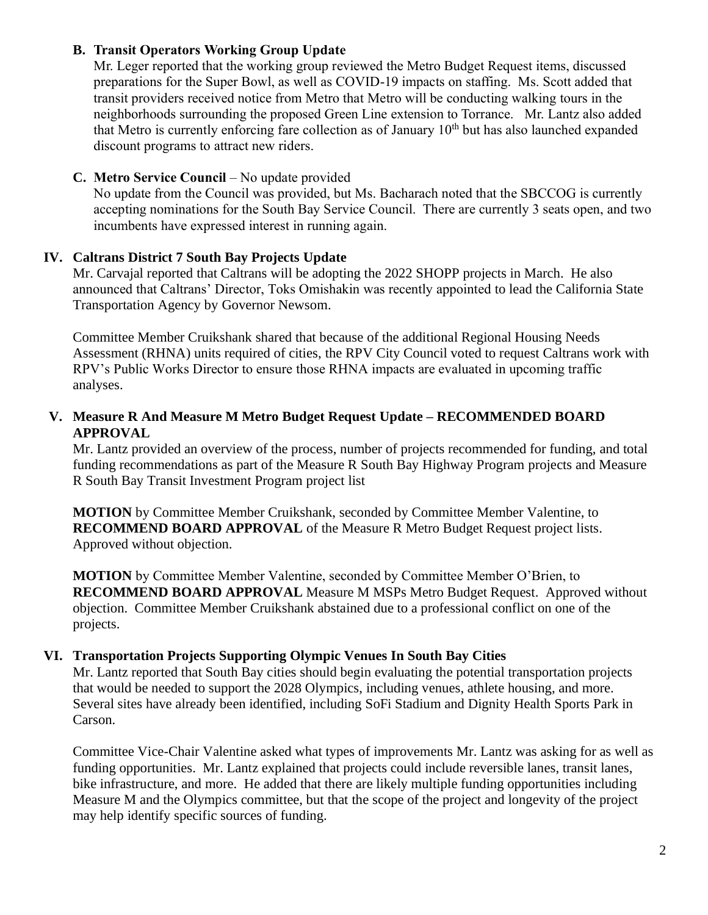**B. Transit Operators Working Group Update**

Mr. Leger reported that the working group reviewed the Metro Budget Request items, discussed preparations for the Super Bowl, as well as COVID-19 impacts on staffing. Ms. Scott added that transit providers received notice from Metro that Metro will be conducting walking tours in the neighborhoods surrounding the proposed Green Line extension to Torrance. Mr. Lantz also added that Metro is currently enforcing fare collection as of January 10th but has also launched expanded discount programs to attract new riders.

**C. Metro Service Council** – No update provided

No update from the Council was provided, but Ms. Bacharach noted that the SBCCOG is currently accepting nominations for the South Bay Service Council. There are currently 3 seats open, and two incumbents have expressed interest in running again.

## IV. Caltrans District 7 South Bay Projects Update

Mr. Carvajal reported that Caltrans will be adopting the 2022 SHOPP projects in March. He also announced that Caltrans' Director, Toks Omishakin was recently appointed to lead the California State Transportation Agency by Governor Newsom.

Committee Member Cruikshank shared that because of the additional Regional Housing Needs Assessment (RHNA) units required of cities, the RPV City Council voted to request Caltrans work with RPV's Public Works Director to ensure those RHNA impacts are evaluated in upcoming traffic analyses.

## V. Measure R And Measure M Metro Budget Request Update – RECOMMENDED BOARD APPROVAL

Mr. Lantz provided an overview of the process, number of projects recommended for funding, and total funding recommendations as part of the Measure R South Bay Highway Program projects and Measure R South Bay Transit Investment Program project list

**MOTION** by Committee Member Cruikshank, seconded by Committee Member Valentine, to **RECOMMEND BOARD APPROVAL** of the Measure R Metro Budget Request project lists. Approved without objection.

**MOTION** by Committee Member Valentine, seconded by Committee Member O'Brien, to **RECOMMEND BOARD APPROVAL** Measure M MSPs Metro Budget Request. Approved without objection. Committee Member Cruikshank abstained due to a professional conflict on one of the projects.

## VI. Transportation Projects Supporting Olympic Venues In South Bay Cities

Mr. Lantz reported that South Bay cities should begin evaluating the potential transportation projects that would be needed to support the 2028 Olympics, including venues, athlete housing, and more. Several sites have already been identified, including SoFi Stadium and Dignity Health Sports Park in Carson.

Committee Vice-Chair Valentine asked what types of improvements Mr. Lantz was asking for as well as funding opportunities. Mr. Lantz explained that projects could include reversible lanes, transit lanes, bike infrastructure, and more. He added that there are likely multiple funding opportunities including Measure M and the Olympics committee, but that the scope of the project and longevity of the project may help identify specific sources of funding.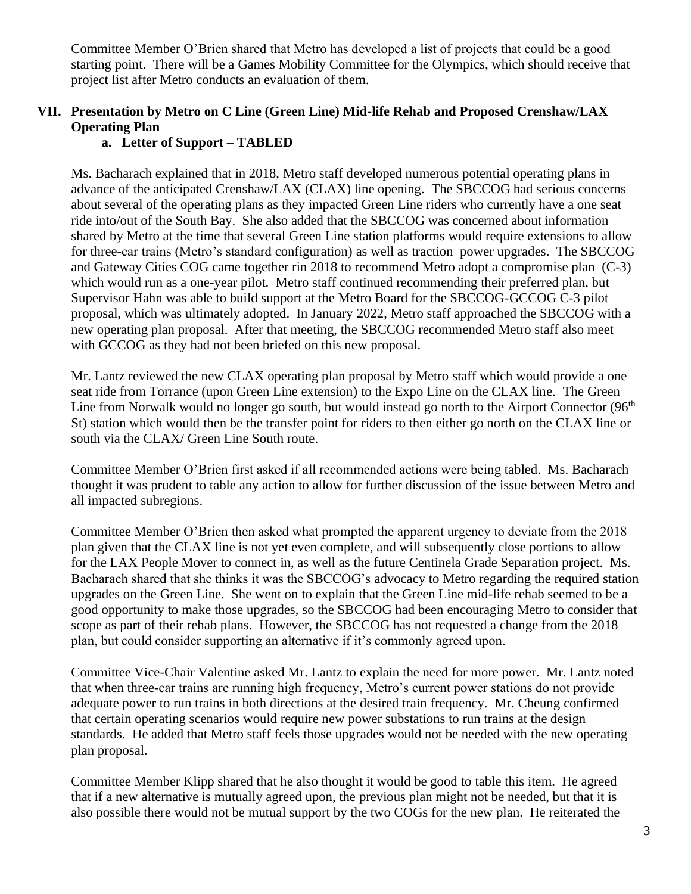Committee Member O'Brien shared that Metro has developed a list of projects that could be a good starting point. There will be a Games Mobility Committee for the Olympics, which should receive that project list after Metro conducts an evaluation of them.

## VII. Presentation by Metro on C Line (Green Line) Mid-life Rehab and Proposed Crenshaw/LAX Operating Plan

### a. Letter of Support – TABLED

Ms. Bacharach explained that in 2018, Metro staff developed numerous potential operating plans in advance of the anticipated Crenshaw/LAX (CLAX) line opening. The SBCCOG had serious concerns about several of the operating plans as they impacted Green Line riders who currently have a one seat ride into/out of the South Bay. She also added that the SBCCOG was concerned about information shared by Metro at the time that several Green Line station platforms would require extensions to allow for three-car trains (Metro's standard configuration) as well as traction power upgrades. The SBCCOG and Gateway Cities COG came together rin 2018 to recommend Metro adopt a compromise plan (C-3) which would run as a one-year pilot. Metro staff continued recommending their preferred plan, but Supervisor Hahn was able to build support at the Metro Board for the SBCCOG-GCCOG C-3 pilot proposal, which was ultimately adopted. In January 2022, Metro staff approached the SBCCOG with a new operating plan proposal. After that meeting, the SBCCOG recommended Metro staff also meet with GCCOG as they had not been briefed on this new proposal.

Mr. Lantz reviewed the new CLAX operating plan proposal by Metro staff which would provide a one seat ride from Torrance (upon Green Line extension) to the Expo Line on the CLAX line. The Green Line from Norwalk would no longer go south, but would instead go north to the Airport Connector (96th St) station which would then be the transfer point for riders to then either go north on the CLAX line or south via the CLAX/ Green Line South route.

Committee Member O'Brien first asked if all recommended actions were being tabled. Ms. Bacharach thought it was prudent to table any action to allow for further discussion of the issue between Metro and all impacted subregions.

Committee Member O'Brien then asked what prompted the apparent urgency to deviate from the 2018 plan given that the CLAX line is not yet even complete, and will subsequently close portions to allow for the LAX People Mover to connect in, as well as the future Centinela Grade Separation project. Ms. Bacharach shared that she thinks it was the SBCCOG's advocacy to Metro regarding the required station upgrades on the Green Line. She went on to explain that the Green Line mid-life rehab seemed to be a good opportunity to make those upgrades, so the SBCCOG had been encouraging Metro to consider that scope as part of their rehab plans. However, the SBCCOG has not requested a change from the 2018 plan, but could consider supporting an alternative if it's commonly agreed upon.

Committee Vice-Chair Valentine asked Mr. Lantz to explain the need for more power. Mr. Lantz noted that when three-car trains are running high frequency, Metro's current power stations do not provide adequate power to run trains in both directions at the desired train frequency. Mr. Cheung confirmed that certain operating scenarios would require new power substations to run trains at the design standards. He added that Metro staff feels those upgrades would not be needed with the new operating plan proposal.

Committee Member Klipp shared that he also thought it would be good to table this item. He agreed that if a new alternative is mutually agreed upon, the previous plan might not be needed, but that it is also possible there would not be mutual support by the two COGs for the new plan. He reiterated the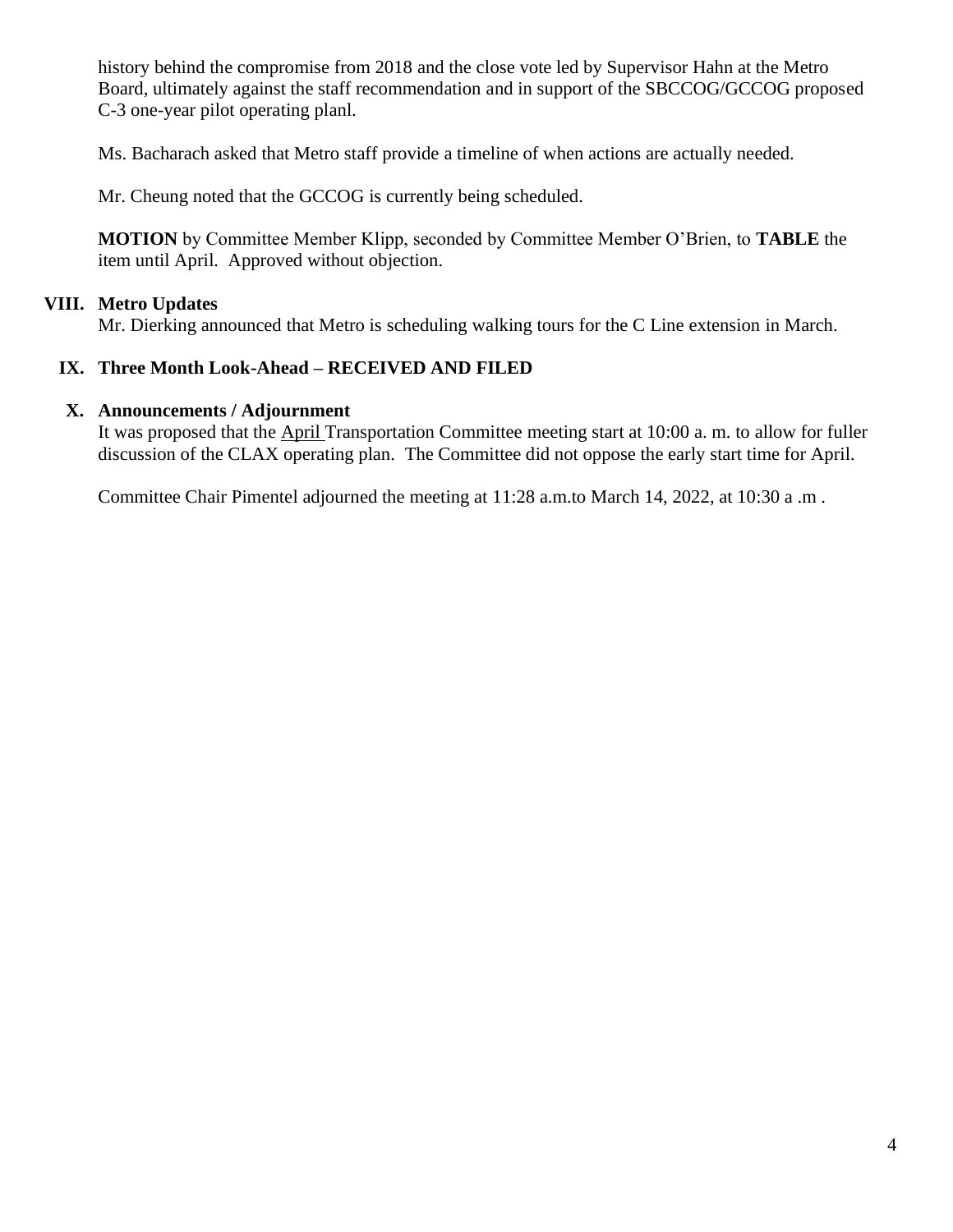history behind the compromise from 2018 and the close vote led by Supervisor Hahn at the Metro Board, ultimately against the staff recommendation and in support of the SBCCOG/GCCOG proposed C-3 one-year pilot operating planl.

Ms. Bacharach asked that Metro staff provide a timeline of when actions are actually needed.

Mr. Cheung noted that the GCCOG is currently being scheduled.

**MOTION** by Committee Member Klipp, seconded by Committee Member O'Brien, to **TABLE** the item until April. Approved without objection.

## VIII. Metro Updates

Mr. Dierking announced that Metro is scheduling walking tours for the C Line extension in March.

## IX. Three Month Look-Ahead – RECEIVED AND FILED

## X. Announcements / Adjournment

It was proposed that the April Transportation Committee meeting start at 10:00 a. m. to allow for fuller discussion of the CLAX operating plan. The Committee did not oppose the early start time for April.

Committee Chair Pimentel adjourned the meeting at 11:28 a.m.to March 14, 2022, at 10:30 a .m .